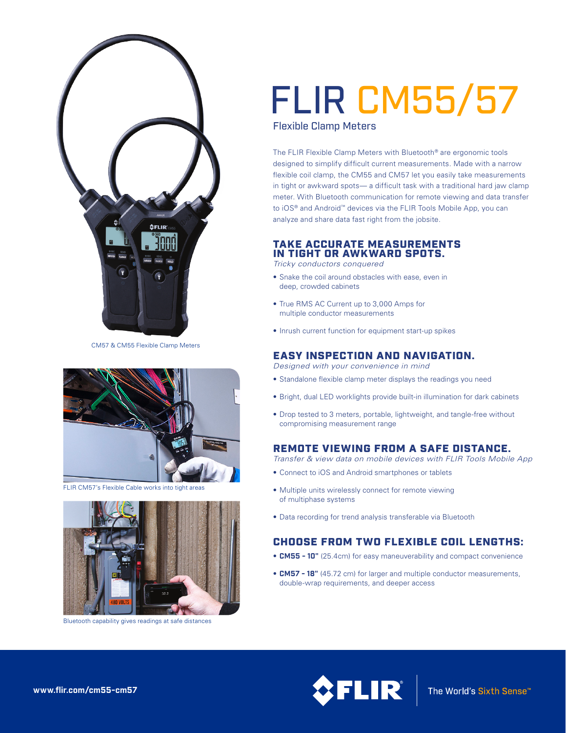# FLIR CM55/57

## Flexible Clamp Meters

The FLIR Flexible Clamp Meters with Bluetooth® are ergonomic tools designed to simplify difficult current measurements. Made with a narrow flexible coil clamp, the CM55 and CM57 let you easily take measurements in tight or awkward spots— a difficult task with a traditional hard jaw clamp meter. With Bluetooth communication for remote viewing and data transfer to iOS® and Android™ devices via the FLIR Tools Mobile App, you can analyze and share data fast right from the jobsite.

CM57 & CM55 Flexible Clamp Meters

FLIR CM57's Flexible Cable works into tight areas

Bluetooth capability gives readings at safe distances

### TAKE ACCURATE MEASUREMENTS IN TIGHT OR AWKWARD SPOTS.

*Tricky conductors conquered*

- Snake the coil around obstacles with ease, even in deep, crowded cabinets
- True RMS AC Current up to 3,000 Amps for multiple conductor measurements
- Inrush current function for equipment start-up spikes

### EASY INSPECTION AND NAVIGATION.

*Designed with your convenience in mind*

- Standalone flexible clamp meter displays the readings you need
- Bright, dual LED worklights provide built-in illumination for dark cabinets
- Drop tested to 3 meters, portable, lightweight, and tangle-free without compromising measurement range

### REMOTE VIEWING FROM A SAFE DISTANCE.

*Transfer & view data on mobile devices with FLIR Tools Mobile App*

- Connect to iOS and Android smartphones or tablets
- Multiple units wirelessly connect for remote viewing of multiphase systems
- Data recording for trend analysis transferable via Bluetooth

### CHOOSE FROM TWO FLEXIBLE COIL LENGTHS:

- **CM55 - 10"** (25.4cm) for easy maneuverability and compact convenience
- **CM57 - 18"** (45.72 cm) for larger and multiple conductor measurements, double-wrap requirements, and deeper access

www.flir.com/cm55-cm57

FLIR® The World's Sixth Sense™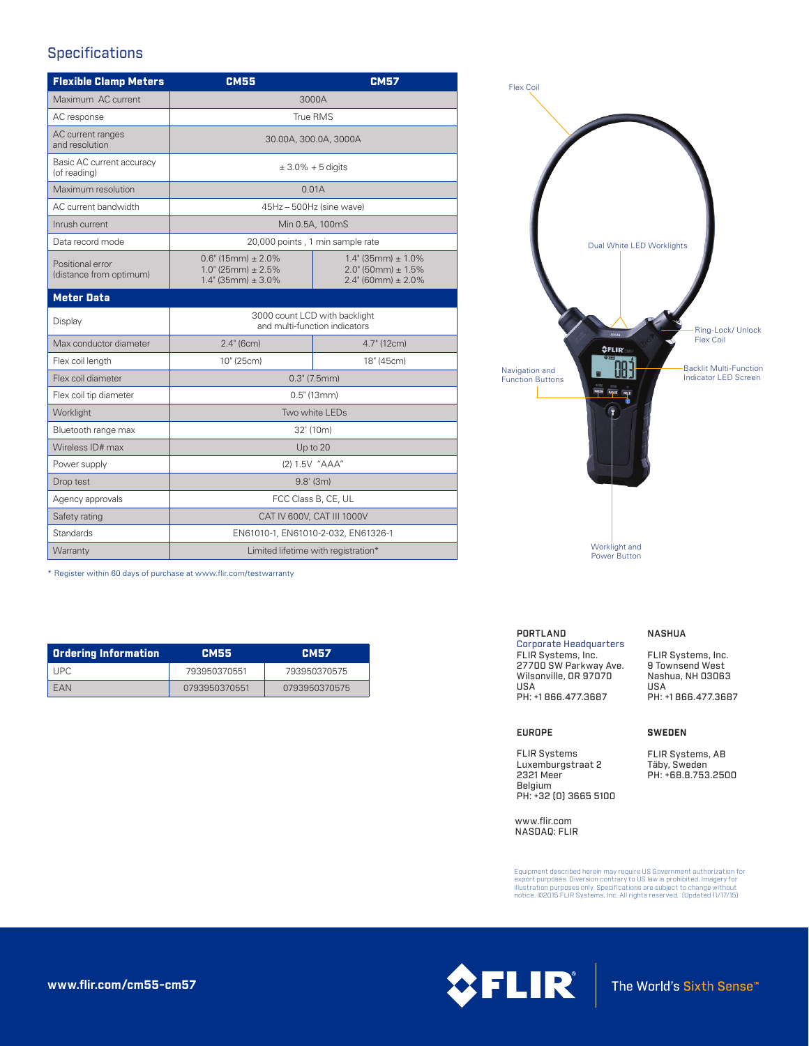## Specifications

| Flexible Clamp Meters | CM55 | CM57 |
|---|---|---|
| Maximum AC current | 3000A | |
| AC response | True RMS | |
| AC current ranges and resolution | 30.00A, 300.0A, 3000A | |
| Basic AC current accuracy (of reading) | ± 3.0% + 5 digits | |
| Maximum resolution | 0.01A | |
| AC current bandwidth | 45Hz – 500Hz (sine wave) | |
| Inrush current | Min 0.5A, 100mS | |
| Data record mode | 20,000 points , 1 min sample rate | |
| Positional error (distance from optimum) | 0.6" (15mm) ± 2.0%<br>1.0" (25mm) ± 2.5%<br>1.4" (35mm) ± 3.0% | 1.4" (35mm) ± 1.0%<br>2.0" (50mm) ± 1.5%<br>2.4" (60mm) ± 2.0% |
| **Meter Data** | | |
| Display | 3000 count LCD with backlight and multi-function indicators | |
| Max conductor diameter | 2.4" (6cm) | 4.7" (12cm) |
| Flex coil length | 10" (25cm) | 18" (45cm) |
| Flex coil diameter | 0.3" (7.5mm) | |
| Flex coil tip diameter | 0.5" (13mm) | |
| Worklight | Two white LEDs | |
| Bluetooth range max | 32' (10m) | |
| Wireless ID# max | Up to 20 | |
| Power supply | (2) 1.5V "AAA" | |
| Drop test | 9.8' (3m) | |
| Agency approvals | FCC Class B, CE, UL | |
| Safety rating | CAT IV 600V, CAT III 1000V | |
| Standards | EN61010-1, EN61010-2-032, EN61326-1 | |
| Warranty | Limited lifetime with registration* | |

* Register within 60 days of purchase at www.flir.com/testwarranty

Flex Coil

Dual White LED Worklights

Ring-Lock/ Unlock Flex Coil

Navigation and Function Buttons

Backlit Multi-Function Indicator LED Screen

Worklight and Power Button

| Ordering Information | CM55 | CM57 |
|---|---|---|
| UPC | 793950370551 | 793950370575 |
| EAN | 0793950370551 | 0793950370575 |

**PORTLAND**
Corporate Headquarters
FLIR Systems, Inc.
27700 SW Parkway Ave.
Wilsonville, OR 97070
USA
PH: +1 866.477.3687

**NASHUA**
FLIR Systems, Inc.
9 Townsend West
Nashua, NH 03063
USA
PH: +1 866.477.3687

**EUROPE**
FLIR Systems
Luxemburgstraat 2
2321 Meer
Belgium
PH: +32 (0) 3665 5100

**SWEDEN**
FLIR Systems, AB
Täby, Sweden
PH: +68.8.753.2500

www.flir.com
NASDAQ: FLIR

Equipment described herein may require US Government authorization for export purposes. Diversion contrary to US law is prohibited. Imagery for illustration purposes only. Specifications are subject to change without notice. ©2015 FLIR Systems, Inc. All rights reserved. (Updated 11/17/15)

**www.flir.com/cm55-cm57**

FLIR® The World's Sixth Sense™